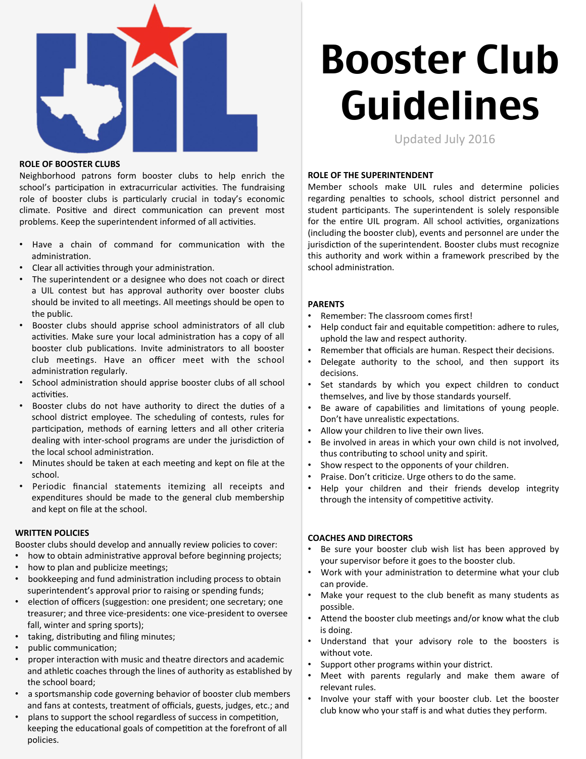# Booster Club Guidelines

Updated July 2016

## ROLE OF BOOSTER CLUBS

Neighborhood patrons form booster clubs to help enrich the school's participation in extracurricular activities. The fundraising role of booster clubs is particularly crucial in today's economic climate. Positive and direct communication can prevent most problems. Keep the superintendent informed of all activities.

- Have a chain of command for communication with the administration.
- Clear all activities through your administration.
- The superintendent or a designee who does not coach or direct a UIL contest but has approval authority over booster clubs should be invited to all meetings. All meetings should be open to the public.
- Booster clubs should apprise school administrators of all club activities. Make sure your local administration has a copy of all booster club publications. Invite administrators to all booster club meetings. Have an officer meet with the school administration regularly.
- School administration should apprise booster clubs of all school activities.
- Booster clubs do not have authority to direct the duties of a school district employee. The scheduling of contests, rules for participation, methods of earning letters and all other criteria dealing with inter-school programs are under the jurisdiction of the local school administration.
- Minutes should be taken at each meeting and kept on file at the school.
- Periodic financial statements itemizing all receipts and expenditures should be made to the general club membership and kept on file at the school.

## WRITTEN POLICIES

Booster clubs should develop and annually review policies to cover:

- how to obtain administrative approval before beginning projects;
- how to plan and publicize meetings;
- bookkeeping and fund administration including process to obtain superintendent's approval prior to raising or spending funds;
- election of officers (suggestion: one president; one secretary; one treasurer; and three vice-presidents: one vice-president to oversee fall, winter and spring sports);
- taking, distributing and filing minutes;
- public communication;
- proper interaction with music and theatre directors and academic and athletic coaches through the lines of authority as established by the school board;
- a sportsmanship code governing behavior of booster club members and fans at contests, treatment of officials, guests, judges, etc.; and
- plans to support the school regardless of success in competition, keeping the educational goals of competition at the forefront of all policies.

## ROLE OF THE SUPERINTENDENT

Member schools make UIL rules and determine policies regarding penalties to schools, school district personnel and student participants. The superintendent is solely responsible for the entire UIL program. All school activities, organizations (including the booster club), events and personnel are under the jurisdiction of the superintendent. Booster clubs must recognize this authority and work within a framework prescribed by the school administration.

## PARENTS

- Remember: The classroom comes first!
- Help conduct fair and equitable competition: adhere to rules, uphold the law and respect authority.
- Remember that officials are human. Respect their decisions.
- Delegate authority to the school, and then support its decisions.
- Set standards by which you expect children to conduct themselves, and live by those standards yourself.
- Be aware of capabilities and limitations of young people. Don't have unrealistic expectations.
- Allow your children to live their own lives.
- Be involved in areas in which your own child is not involved, thus contributing to school unity and spirit.
- Show respect to the opponents of your children.
- Praise. Don't criticize. Urge others to do the same.
- Help your children and their friends develop integrity through the intensity of competitive activity.

## COACHES AND DIRECTORS

- Be sure your booster club wish list has been approved by your supervisor before it goes to the booster club.
- Work with your administration to determine what your club can provide.
- Make your request to the club benefit as many students as possible.
- Attend the booster club meetings and/or know what the club is doing.
- Understand that your advisory role to the boosters is without vote.
- Support other programs within your district.
- Meet with parents regularly and make them aware of relevant rules.
- Involve your staff with your booster club. Let the booster club know who your staff is and what duties they perform.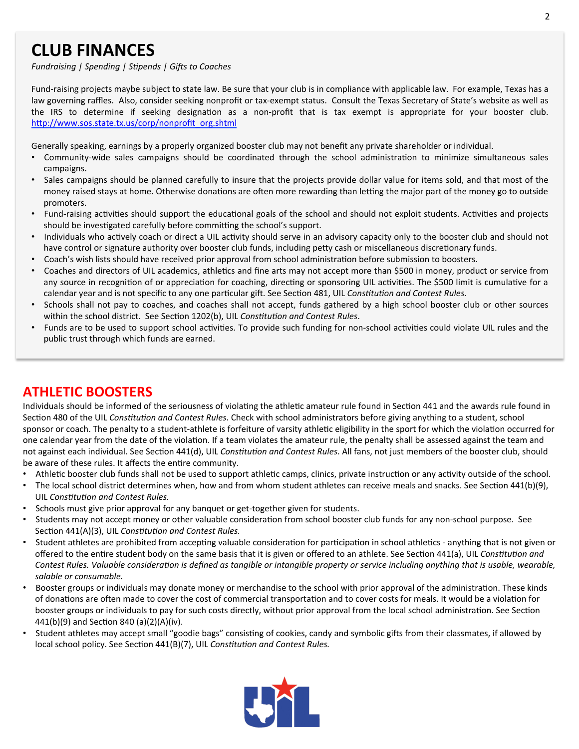# CLUB FINANCES

*Fundraising | Spending | Stipends | Gifts to Coaches*

Fund-raising projects maybe subject to state law. Be sure that your club is in compliance with applicable law. For example, Texas has a law governing raffles. Also, consider seeking nonprofit or tax-exempt status. Consult the Texas Secretary of State's website as well as the IRS to determine if seeking designation as a non-profit that is tax exempt is appropriate for your booster club. http://www.sos.state.tx.us/corp/nonprofit_org.shtml

Generally speaking, earnings by a properly organized booster club may not benefit any private shareholder or individual.

- Community-wide sales campaigns should be coordinated through the school administration to minimize simultaneous sales campaigns.
- Sales campaigns should be planned carefully to insure that the projects provide dollar value for items sold, and that most of the money raised stays at home. Otherwise donations are often more rewarding than letting the major part of the money go to outside promoters.
- Fund-raising activities should support the educational goals of the school and should not exploit students. Activities and projects should be investigated carefully before committing the school's support.
- Individuals who actively coach or direct a UIL activity should serve in an advisory capacity only to the booster club and should not have control or signature authority over booster club funds, including petty cash or miscellaneous discretionary funds.
- Coach's wish lists should have received prior approval from school administration before submission to boosters.
- Coaches and directors of UIL academics, athletics and fine arts may not accept more than $500 in money, product or service from any source in recognition of or appreciation for coaching, directing or sponsoring UIL activities. The $500 limit is cumulative for a calendar year and is not specific to any one particular gift. See Section 481, UIL *Constitution and Contest Rules*.
- Schools shall not pay to coaches, and coaches shall not accept, funds gathered by a high school booster club or other sources within the school district. See Section 1202(b), UIL *Constitution and Contest Rules*.
- Funds are to be used to support school activities. To provide such funding for non-school activities could violate UIL rules and the public trust through which funds are earned.

# ATHLETIC BOOSTERS

Individuals should be informed of the seriousness of violating the athletic amateur rule found in Section 441 and the awards rule found in Section 480 of the UIL *Constitution and Contest Rules*. Check with school administrators before giving anything to a student, school sponsor or coach. The penalty to a student-athlete is forfeiture of varsity athletic eligibility in the sport for which the violation occurred for one calendar year from the date of the violation. If a team violates the amateur rule, the penalty shall be assessed against the team and not against each individual. See Section 441(d), UIL *Constitution and Contest Rules*. All fans, not just members of the booster club, should be aware of these rules. It affects the entire community.

- Athletic booster club funds shall not be used to support athletic camps, clinics, private instruction or any activity outside of the school.
- The local school district determines when, how and from whom student athletes can receive meals and snacks. See Section 441(b)(9), UIL *Constitution and Contest Rules.*
- Schools must give prior approval for any banquet or get-together given for students.
- Students may not accept money or other valuable consideration from school booster club funds for any non-school purpose. See Section 441(A)(3), UIL *Constitution and Contest Rules.*
- Student athletes are prohibited from accepting valuable consideration for participation in school athletics - anything that is not given or offered to the entire student body on the same basis that it is given or offered to an athlete. See Section 441(a), UIL *Constitution and Contest Rules. Valuable consideration is defined as tangible or intangible property or service including anything that is usable, wearable, salable or consumable.*
- Booster groups or individuals may donate money or merchandise to the school with prior approval of the administration. These kinds of donations are often made to cover the cost of commercial transportation and to cover costs for meals. It would be a violation for booster groups or individuals to pay for such costs directly, without prior approval from the local school administration. See Section 441(b)(9) and Section 840 (a)(2)(A)(iv).
- Student athletes may accept small "goodie bags" consisting of cookies, candy and symbolic gifts from their classmates, if allowed by local school policy. See Section 441(B)(7), UIL *Constitution and Contest Rules.*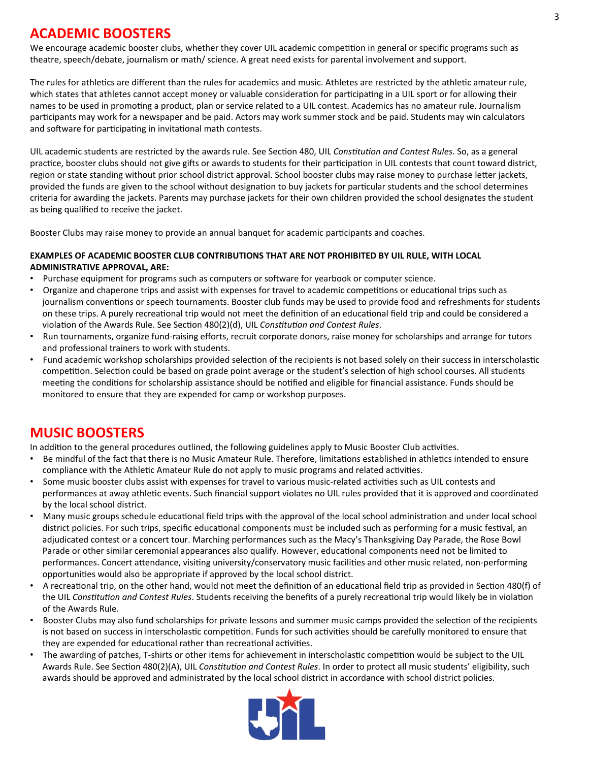## ACADEMIC BOOSTERS

We encourage academic booster clubs, whether they cover UIL academic competition in general or specific programs such as theatre, speech/debate, journalism or math/ science. A great need exists for parental involvement and support.

The rules for athletics are different than the rules for academics and music. Athletes are restricted by the athletic amateur rule, which states that athletes cannot accept money or valuable consideration for participating in a UIL sport or for allowing their names to be used in promoting a product, plan or service related to a UIL contest. Academics has no amateur rule. Journalism participants may work for a newspaper and be paid. Actors may work summer stock and be paid. Students may win calculators and software for participating in invitational math contests.

UIL academic students are restricted by the awards rule. See Section 480, UIL *Constitution and Contest Rules*. So, as a general practice, booster clubs should not give gifts or awards to students for their participation in UIL contests that count toward district, region or state standing without prior school district approval. School booster clubs may raise money to purchase letter jackets, provided the funds are given to the school without designation to buy jackets for particular students and the school determines criteria for awarding the jackets. Parents may purchase jackets for their own children provided the school designates the student as being qualified to receive the jacket.

Booster Clubs may raise money to provide an annual banquet for academic participants and coaches.

**EXAMPLES OF ACADEMIC BOOSTER CLUB CONTRIBUTIONS THAT ARE NOT PROHIBITED BY UIL RULE, WITH LOCAL ADMINISTRATIVE APPROVAL, ARE:**

- Purchase equipment for programs such as computers or software for yearbook or computer science.
- Organize and chaperone trips and assist with expenses for travel to academic competitions or educational trips such as journalism conventions or speech tournaments. Booster club funds may be used to provide food and refreshments for students on these trips. A purely recreational trip would not meet the definition of an educational field trip and could be considered a violation of the Awards Rule. See Section 480(2)(d), UIL *Constitution and Contest Rules*.
- Run tournaments, organize fund-raising efforts, recruit corporate donors, raise money for scholarships and arrange for tutors and professional trainers to work with students.
- Fund academic workshop scholarships provided selection of the recipients is not based solely on their success in interscholastic competition. Selection could be based on grade point average or the student's selection of high school courses. All students meeting the conditions for scholarship assistance should be notified and eligible for financial assistance. Funds should be monitored to ensure that they are expended for camp or workshop purposes.

## MUSIC BOOSTERS

In addition to the general procedures outlined, the following guidelines apply to Music Booster Club activities.

- Be mindful of the fact that there is no Music Amateur Rule. Therefore, limitations established in athletics intended to ensure compliance with the Athletic Amateur Rule do not apply to music programs and related activities.
- Some music booster clubs assist with expenses for travel to various music-related activities such as UIL contests and performances at away athletic events. Such financial support violates no UIL rules provided that it is approved and coordinated by the local school district.
- Many music groups schedule educational field trips with the approval of the local school administration and under local school district policies. For such trips, specific educational components must be included such as performing for a music festival, an adjudicated contest or a concert tour. Marching performances such as the Macy's Thanksgiving Day Parade, the Rose Bowl Parade or other similar ceremonial appearances also qualify. However, educational components need not be limited to performances. Concert attendance, visiting university/conservatory music facilities and other music related, non-performing opportunities would also be appropriate if approved by the local school district.
- A recreational trip, on the other hand, would not meet the definition of an educational field trip as provided in Section 480(f) of the UIL *Constitution and Contest Rules*. Students receiving the benefits of a purely recreational trip would likely be in violation of the Awards Rule.
- Booster Clubs may also fund scholarships for private lessons and summer music camps provided the selection of the recipients is not based on success in interscholastic competition. Funds for such activities should be carefully monitored to ensure that they are expended for educational rather than recreational activities.
- The awarding of patches, T-shirts or other items for achievement in interscholastic competition would be subject to the UIL Awards Rule. See Section 480(2)(A), UIL *Constitution and Contest Rules*. In order to protect all music students' eligibility, such awards should be approved and administrated by the local school district in accordance with school district policies.